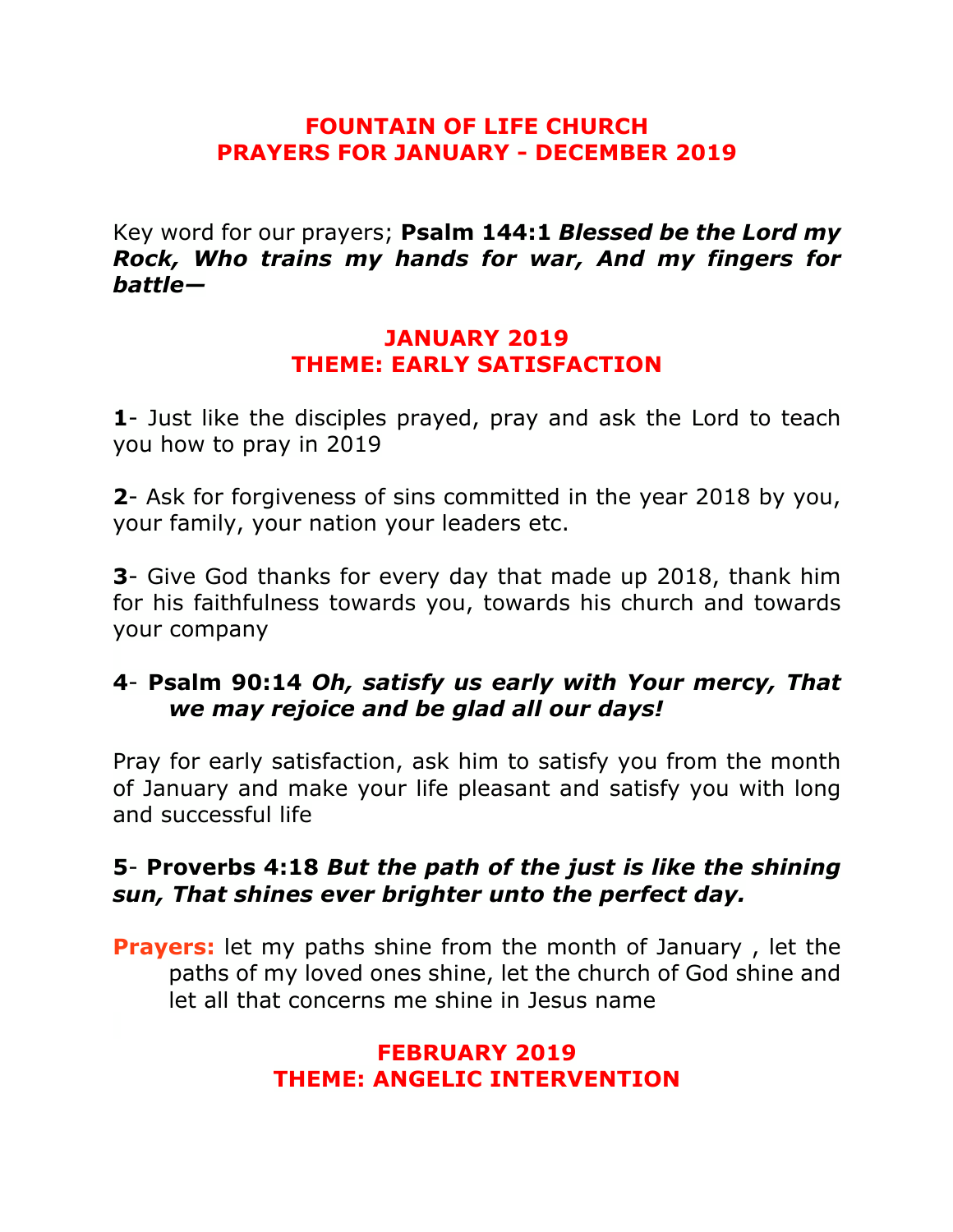# FOUNTAIN OF LIFE CHURCH
# PRAYERS FOR JANUARY - DECEMBER 2019

Key word for our prayers; **Psalm 144:1** ***Blessed be the Lord my Rock, Who trains my hands for war, And my fingers for battle—***

## JANUARY 2019
## THEME: EARLY SATISFACTION

**1**- Just like the disciples prayed, pray and ask the Lord to teach you how to pray in 2019

**2**- Ask for forgiveness of sins committed in the year 2018 by you, your family, your nation your leaders etc.

**3**- Give God thanks for every day that made up 2018, thank him for his faithfulness towards you, towards his church and towards your company

**4**- **Psalm 90:14** ***Oh, satisfy us early with Your mercy, That we may rejoice and be glad all our days!***

Pray for early satisfaction, ask him to satisfy you from the month of January and make your life pleasant and satisfy you with long and successful life

**5**- **Proverbs 4:18** ***But the path of the just is like the shining sun, That shines ever brighter unto the perfect day.***

**Prayers:** let my paths shine from the month of January , let the paths of my loved ones shine, let the church of God shine and let all that concerns me shine in Jesus name

## FEBRUARY 2019
## THEME: ANGELIC INTERVENTION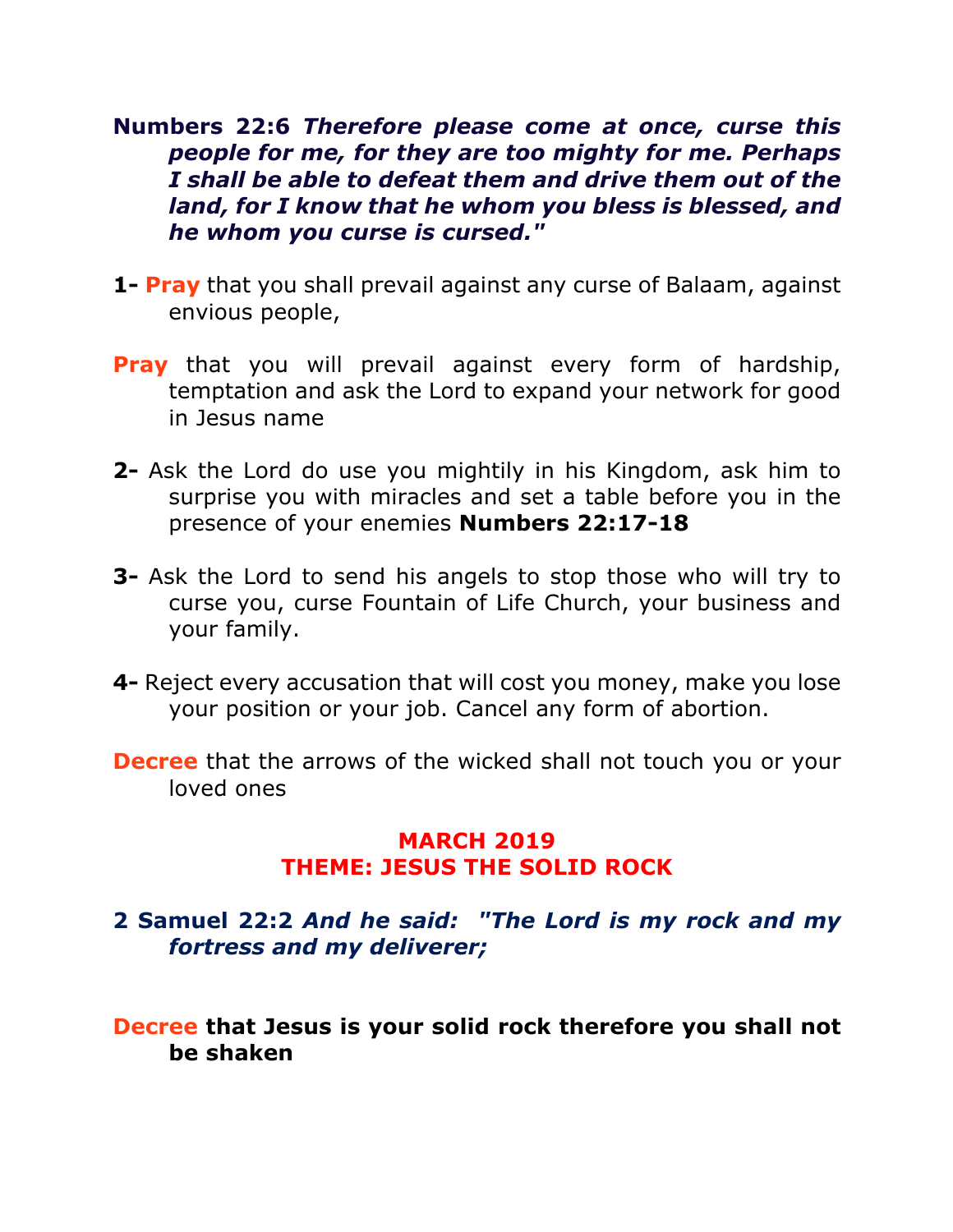**Numbers 22:6** ***Therefore please come at once, curse this people for me, for they are too mighty for me. Perhaps I shall be able to defeat them and drive them out of the land, for I know that he whom you bless is blessed, and he whom you curse is cursed."***

**1- Pray** that you shall prevail against any curse of Balaam, against envious people,

**Pray** that you will prevail against every form of hardship, temptation and ask the Lord to expand your network for good in Jesus name

**2-** Ask the Lord do use you mightily in his Kingdom, ask him to surprise you with miracles and set a table before you in the presence of your enemies **Numbers 22:17-18**

**3-** Ask the Lord to send his angels to stop those who will try to curse you, curse Fountain of Life Church, your business and your family.

**4-** Reject every accusation that will cost you money, make you lose your position or your job. Cancel any form of abortion.

**Decree** that the arrows of the wicked shall not touch you or your loved ones

## MARCH 2019
## THEME: JESUS THE SOLID ROCK

**2 Samuel 22:2** ***And he said: "The Lord is my rock and my fortress and my deliverer;***

**Decree that Jesus is your solid rock therefore you shall not be shaken**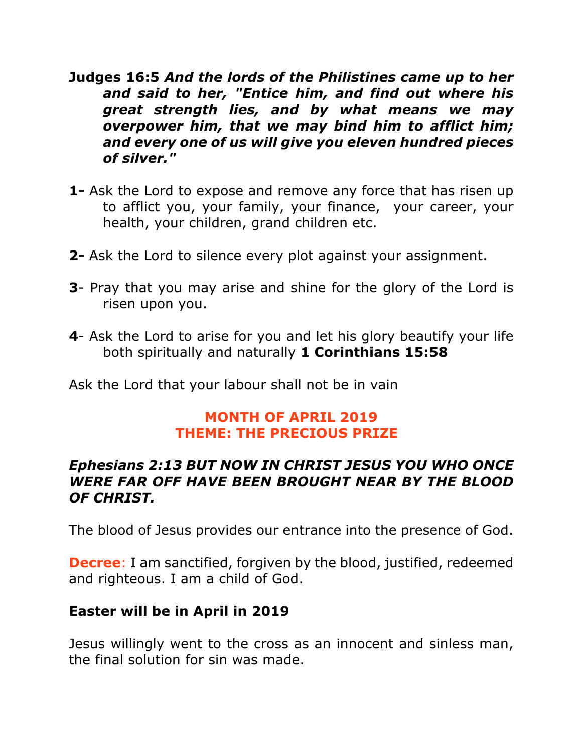**Judges 16:5** ***And the lords of the Philistines came up to her and said to her, "Entice him, and find out where his great strength lies, and by what means we may overpower him, that we may bind him to afflict him; and every one of us will give you eleven hundred pieces of silver."***

**1-** Ask the Lord to expose and remove any force that has risen up to afflict you, your family, your finance, your career, your health, your children, grand children etc.

**2-** Ask the Lord to silence every plot against your assignment.

**3**- Pray that you may arise and shine for the glory of the Lord is risen upon you.

**4**- Ask the Lord to arise for you and let his glory beautify your life both spiritually and naturally **1 Corinthians 15:58**

Ask the Lord that your labour shall not be in vain

## MONTH OF APRIL 2019
## THEME: THE PRECIOUS PRIZE

***Ephesians 2:13 BUT NOW IN CHRIST JESUS YOU WHO ONCE WERE FAR OFF HAVE BEEN BROUGHT NEAR BY THE BLOOD OF CHRIST.***

The blood of Jesus provides our entrance into the presence of God.

**Decree**: I am sanctified, forgiven by the blood, justified, redeemed and righteous. I am a child of God.

**Easter will be in April in 2019**

Jesus willingly went to the cross as an innocent and sinless man, the final solution for sin was made.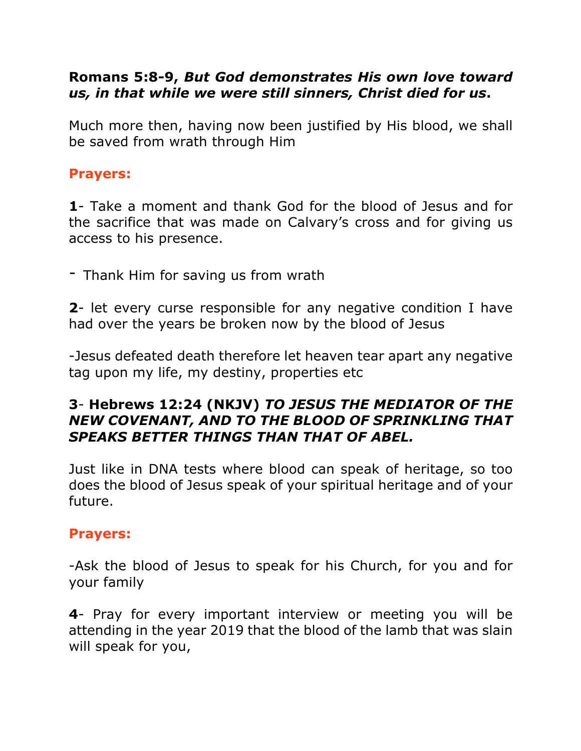**Romans 5:8-9,** ***But God demonstrates His own love toward us, in that while we were still sinners, Christ died for us*****.**

Much more then, having now been justified by His blood, we shall be saved from wrath through Him

**Prayers:**

**1**- Take a moment and thank God for the blood of Jesus and for the sacrifice that was made on Calvary's cross and for giving us access to his presence.

- Thank Him for saving us from wrath

**2**- let every curse responsible for any negative condition I have had over the years be broken now by the blood of Jesus

-Jesus defeated death therefore let heaven tear apart any negative tag upon my life, my destiny, properties etc

**3**- **Hebrews 12:24 (NKJV)** ***TO JESUS THE MEDIATOR OF THE NEW COVENANT, AND TO THE BLOOD OF SPRINKLING THAT SPEAKS BETTER THINGS THAN THAT OF ABEL.***

Just like in DNA tests where blood can speak of heritage, so too does the blood of Jesus speak of your spiritual heritage and of your future.

**Prayers:**

-Ask the blood of Jesus to speak for his Church, for you and for your family

**4**- Pray for every important interview or meeting you will be attending in the year 2019 that the blood of the lamb that was slain will speak for you,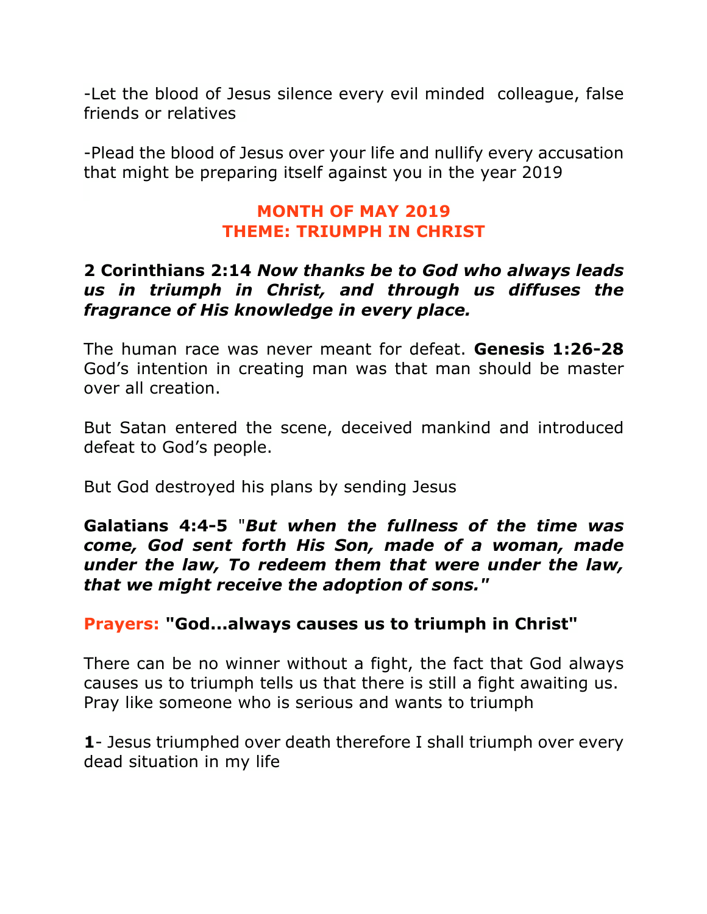-Let the blood of Jesus silence every evil minded colleague, false friends or relatives

-Plead the blood of Jesus over your life and nullify every accusation that might be preparing itself against you in the year 2019

## MONTH OF MAY 2019
## THEME: TRIUMPH IN CHRIST

**2 Corinthians 2:14** ***Now thanks be to God who always leads us in triumph in Christ, and through us diffuses the fragrance of His knowledge in every place.***

The human race was never meant for defeat. **Genesis 1:26-28** God's intention in creating man was that man should be master over all creation.

But Satan entered the scene, deceived mankind and introduced defeat to God's people.

But God destroyed his plans by sending Jesus

**Galatians 4:4-5** "***But when the fullness of the time was come, God sent forth His Son, made of a woman, made under the law, To redeem them that were under the law, that we might receive the adoption of sons."***

**Prayers: "God...always causes us to triumph in Christ"**

There can be no winner without a fight, the fact that God always causes us to triumph tells us that there is still a fight awaiting us. Pray like someone who is serious and wants to triumph

**1**- Jesus triumphed over death therefore I shall triumph over every dead situation in my life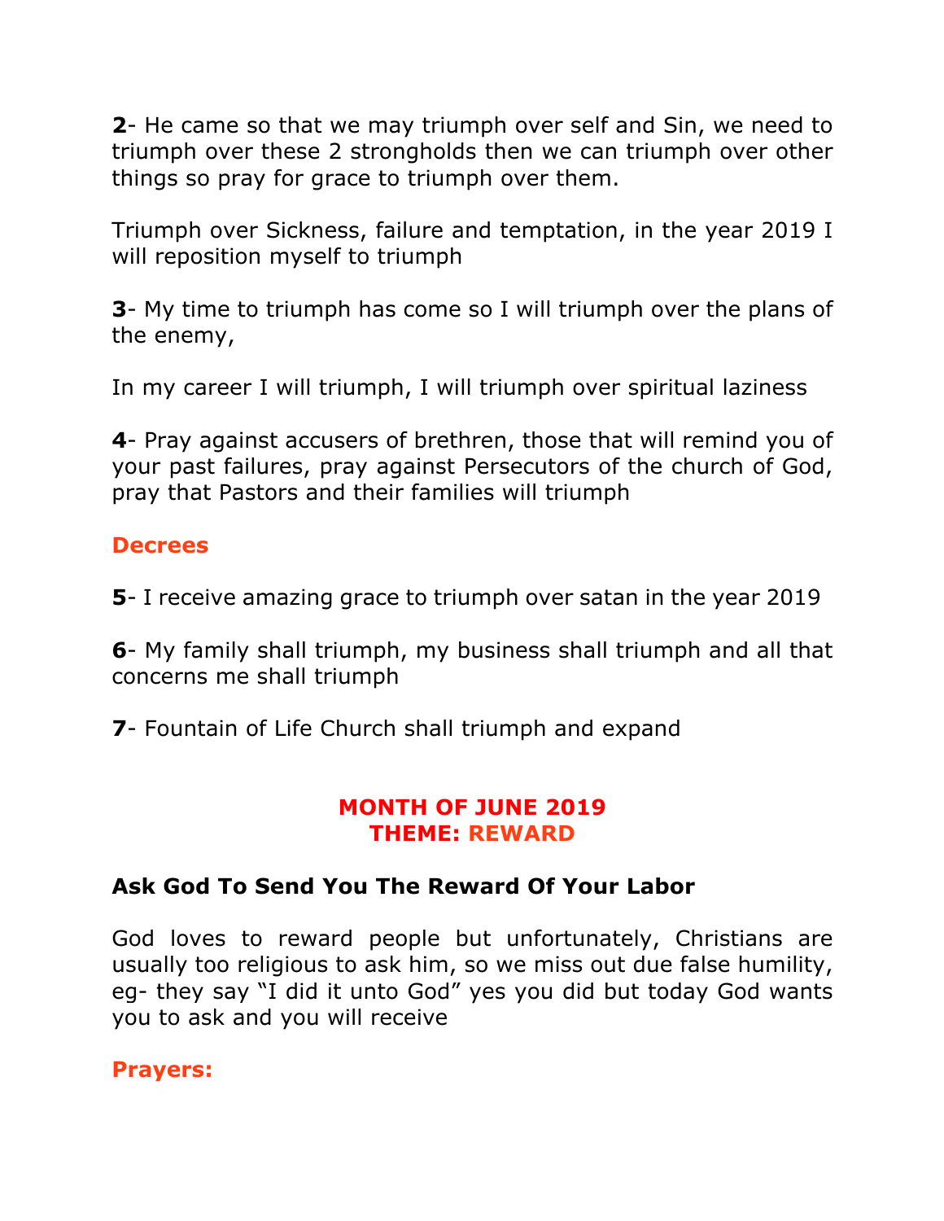**2**- He came so that we may triumph over self and Sin, we need to triumph over these 2 strongholds then we can triumph over other things so pray for grace to triumph over them.

Triumph over Sickness, failure and temptation, in the year 2019 I will reposition myself to triumph

**3**- My time to triumph has come so I will triumph over the plans of the enemy,

In my career I will triumph, I will triumph over spiritual laziness

**4**- Pray against accusers of brethren, those that will remind you of your past failures, pray against Persecutors of the church of God, pray that Pastors and their families will triumph

**Decrees**

**5**- I receive amazing grace to triumph over satan in the year 2019

**6**- My family shall triumph, my business shall triumph and all that concerns me shall triumph

**7**- Fountain of Life Church shall triumph and expand

## MONTH OF JUNE 2019
## THEME: REWARD

### Ask God To Send You The Reward Of Your Labor

God loves to reward people but unfortunately, Christians are usually too religious to ask him, so we miss out due false humility, eg- they say "I did it unto God" yes you did but today God wants you to ask and you will receive

**Prayers:**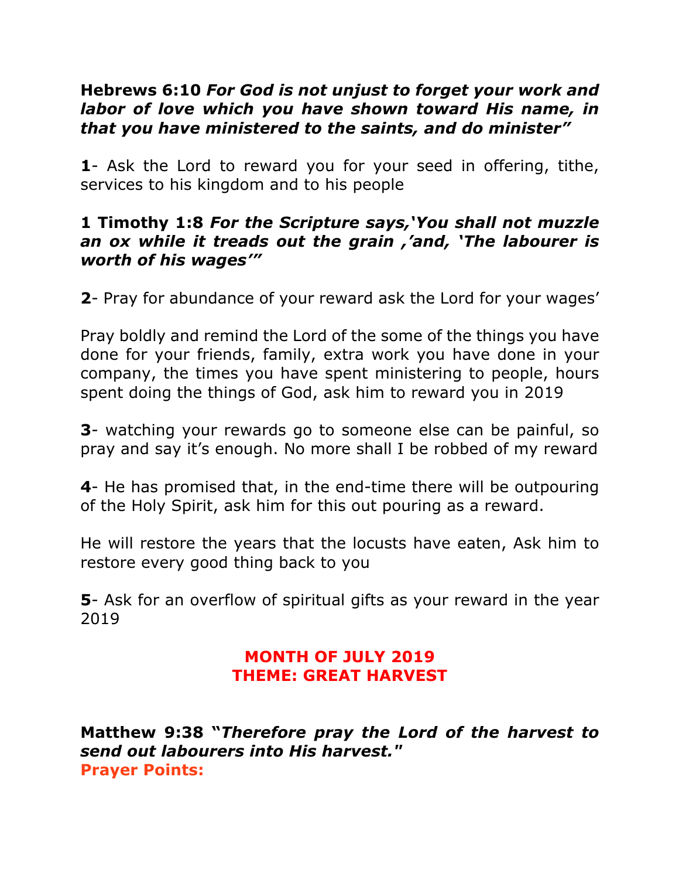**Hebrews 6:10** ***For God is not unjust to forget your work and labor of love which you have shown toward His name, in that you have ministered to the saints, and do minister"***

**1**- Ask the Lord to reward you for your seed in offering, tithe, services to his kingdom and to his people

**1 Timothy 1:8** ***For the Scripture says,'You shall not muzzle an ox while it treads out the grain ,'and, 'The labourer is worth of his wages'"***

**2**- Pray for abundance of your reward ask the Lord for your wages'

Pray boldly and remind the Lord of the some of the things you have done for your friends, family, extra work you have done in your company, the times you have spent ministering to people, hours spent doing the things of God, ask him to reward you in 2019

**3**- watching your rewards go to someone else can be painful, so pray and say it's enough. No more shall I be robbed of my reward

**4**- He has promised that, in the end-time there will be outpouring of the Holy Spirit, ask him for this out pouring as a reward.

He will restore the years that the locusts have eaten, Ask him to restore every good thing back to you

**5**- Ask for an overflow of spiritual gifts as your reward in the year 2019

## MONTH OF JULY 2019
## THEME: GREAT HARVEST

**Matthew 9:38** ***"Therefore pray the Lord of the harvest to send out labourers into His harvest."***

**Prayer Points:**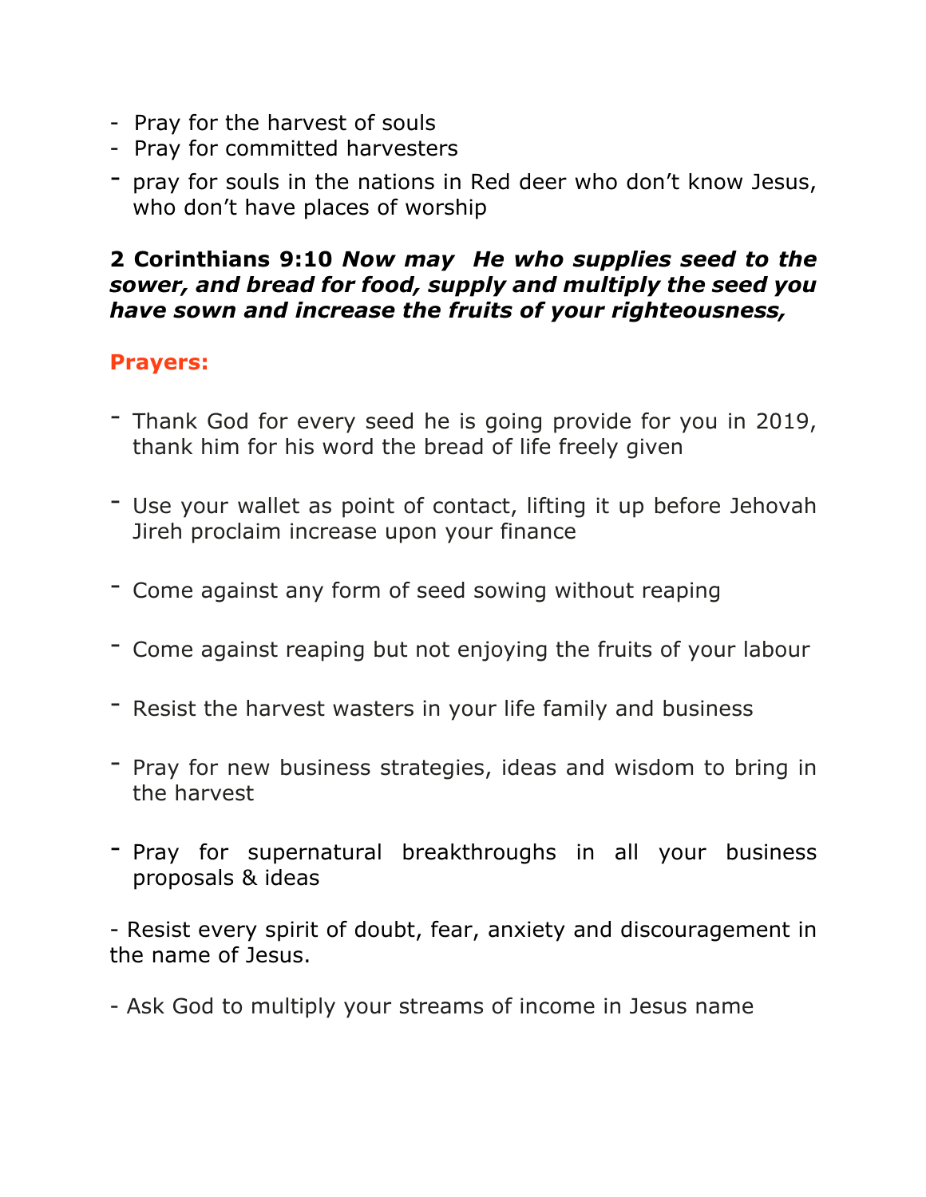- Pray for the harvest of souls
- Pray for committed harvesters
- pray for souls in the nations in Red deer who don't know Jesus, who don't have places of worship

**2 Corinthians 9:10** ***Now may He who supplies seed to the sower, and bread for food, supply and multiply the seed you have sown and increase the fruits of your righteousness,***

**Prayers:**

- Thank God for every seed he is going provide for you in 2019, thank him for his word the bread of life freely given
- Use your wallet as point of contact, lifting it up before Jehovah Jireh proclaim increase upon your finance
- Come against any form of seed sowing without reaping
- Come against reaping but not enjoying the fruits of your labour
- Resist the harvest wasters in your life family and business
- Pray for new business strategies, ideas and wisdom to bring in the harvest
- Pray for supernatural breakthroughs in all your business proposals & ideas
- Resist every spirit of doubt, fear, anxiety and discouragement in the name of Jesus.
- Ask God to multiply your streams of income in Jesus name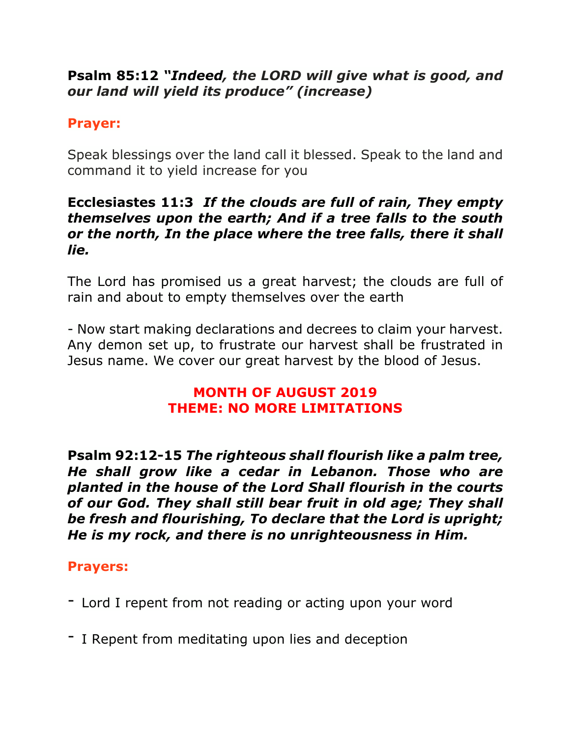**Psalm 85:12** ***"Indeed, the LORD will give what is good, and our land will yield its produce" (increase)***

**Prayer:**

Speak blessings over the land call it blessed. Speak to the land and command it to yield increase for you

**Ecclesiastes 11:3** ***If the clouds are full of rain, They empty themselves upon the earth; And if a tree falls to the south or the north, In the place where the tree falls, there it shall lie.***

The Lord has promised us a great harvest; the clouds are full of rain and about to empty themselves over the earth

- Now start making declarations and decrees to claim your harvest. Any demon set up, to frustrate our harvest shall be frustrated in Jesus name. We cover our great harvest by the blood of Jesus.

## MONTH OF AUGUST 2019
## THEME: NO MORE LIMITATIONS

**Psalm 92:12-15** ***The righteous shall flourish like a palm tree, He shall grow like a cedar in Lebanon. Those who are planted in the house of the Lord Shall flourish in the courts of our God. They shall still bear fruit in old age; They shall be fresh and flourishing, To declare that the Lord is upright; He is my rock, and there is no unrighteousness in Him.***

**Prayers:**

- Lord I repent from not reading or acting upon your word
- I Repent from meditating upon lies and deception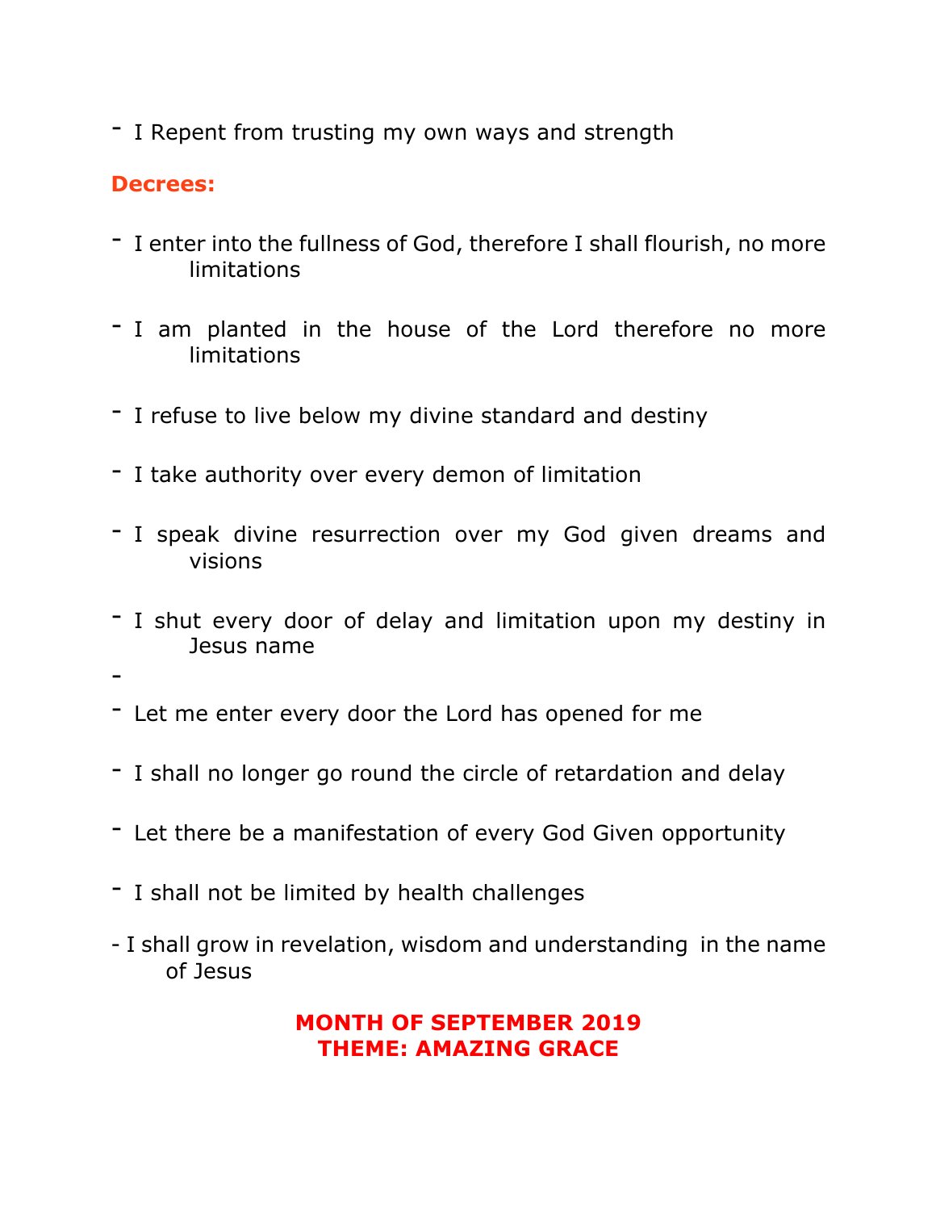- I Repent from trusting my own ways and strength

**Decrees:**

- I enter into the fullness of God, therefore I shall flourish, no more limitations
- I am planted in the house of the Lord therefore no more limitations
- I refuse to live below my divine standard and destiny
- I take authority over every demon of limitation
- I speak divine resurrection over my God given dreams and visions
- I shut every door of delay and limitation upon my destiny in Jesus name
- 
- Let me enter every door the Lord has opened for me
- I shall no longer go round the circle of retardation and delay
- Let there be a manifestation of every God Given opportunity
- I shall not be limited by health challenges
- I shall grow in revelation, wisdom and understanding in the name of Jesus

**MONTH OF SEPTEMBER 2019**
**THEME: AMAZING GRACE**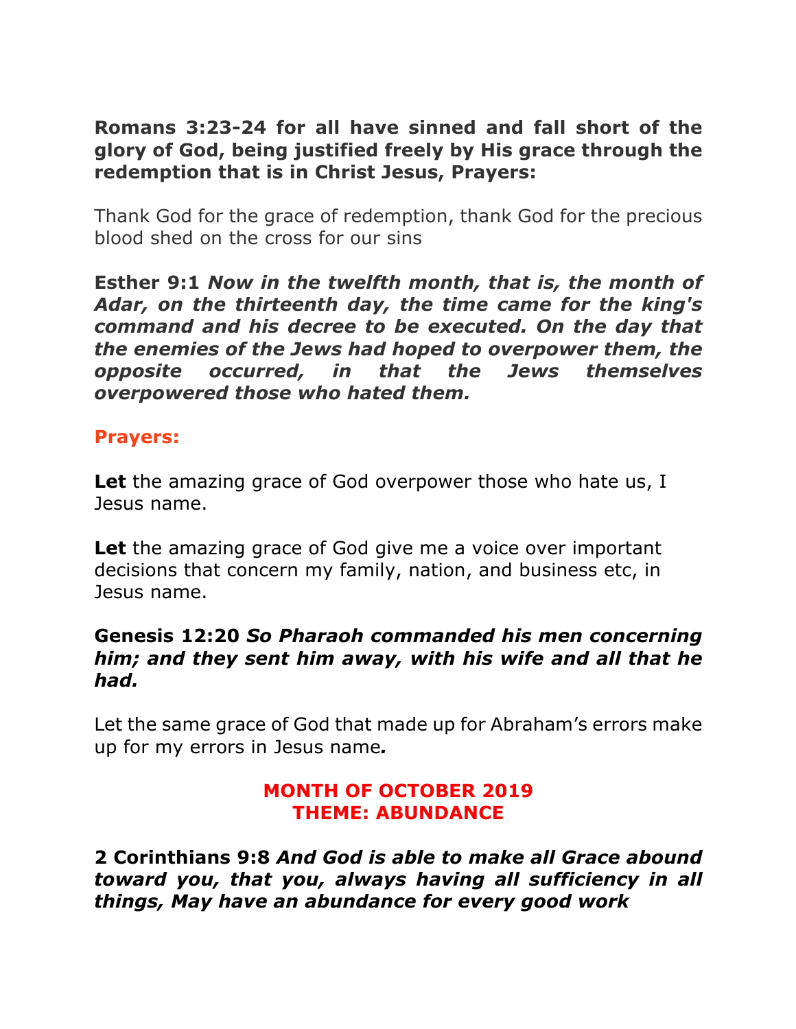**Romans 3:23-24 for all have sinned and fall short of the glory of God, being justified freely by His grace through the redemption that is in Christ Jesus, Prayers:**

Thank God for the grace of redemption, thank God for the precious blood shed on the cross for our sins

**Esther 9:1** ***Now in the twelfth month, that is, the month of Adar, on the thirteenth day, the time came for the king's command and his decree to be executed. On the day that the enemies of the Jews had hoped to overpower them, the opposite occurred, in that the Jews themselves overpowered those who hated them.***

**Prayers:**

**Let** the amazing grace of God overpower those who hate us, I Jesus name.

**Let** the amazing grace of God give me a voice over important decisions that concern my family, nation, and business etc, in Jesus name.

**Genesis 12:20** ***So Pharaoh commanded his men concerning him; and they sent him away, with his wife and all that he had.***

Let the same grace of God that made up for Abraham's errors make up for my errors in Jesus name***.***

**MONTH OF OCTOBER 2019**
**THEME: ABUNDANCE**

**2 Corinthians 9:8** ***And God is able to make all Grace abound toward you, that you, always having all sufficiency in all things, May have an abundance for every good work***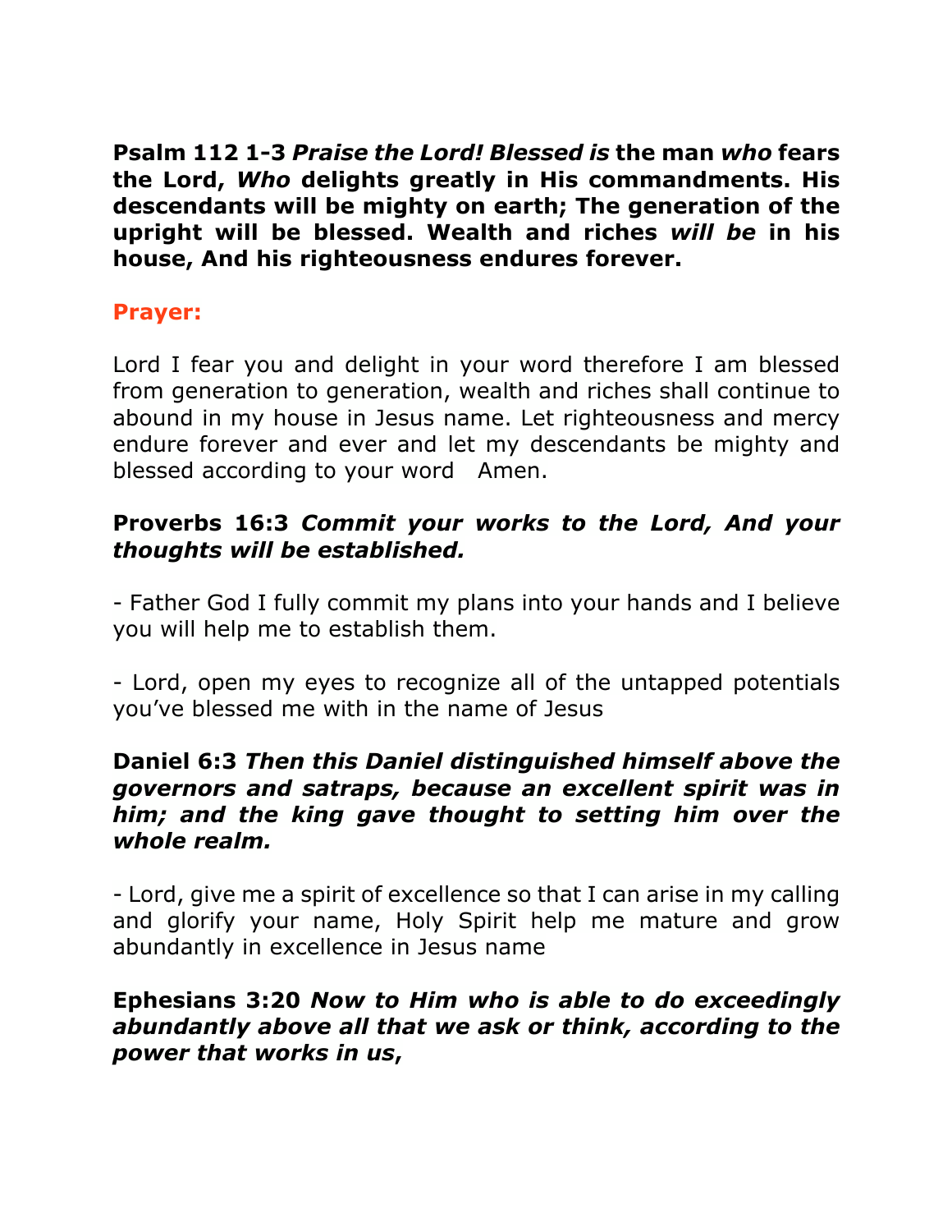**Psalm 112 1-3** ***Praise the Lord! Blessed is*** **the man** ***who*** **fears the Lord,** ***Who*** **delights greatly in His commandments. His descendants will be mighty on earth; The generation of the upright will be blessed. Wealth and riches** ***will be*** **in his house, And his righteousness endures forever.**

**Prayer:**

Lord I fear you and delight in your word therefore I am blessed from generation to generation, wealth and riches shall continue to abound in my house in Jesus name. Let righteousness and mercy endure forever and ever and let my descendants be mighty and blessed according to your word  Amen.

**Proverbs 16:3** ***Commit your works to the Lord, And your thoughts will be established.***

- Father God I fully commit my plans into your hands and I believe you will help me to establish them.

- Lord, open my eyes to recognize all of the untapped potentials you've blessed me with in the name of Jesus

**Daniel 6:3** ***Then this Daniel distinguished himself above the governors and satraps, because an excellent spirit was in him; and the king gave thought to setting him over the whole realm.***

- Lord, give me a spirit of excellence so that I can arise in my calling and glorify your name, Holy Spirit help me mature and grow abundantly in excellence in Jesus name

**Ephesians 3:20** ***Now to Him who is able to do exceedingly abundantly above all that we ask or think, according to the power that works in us,***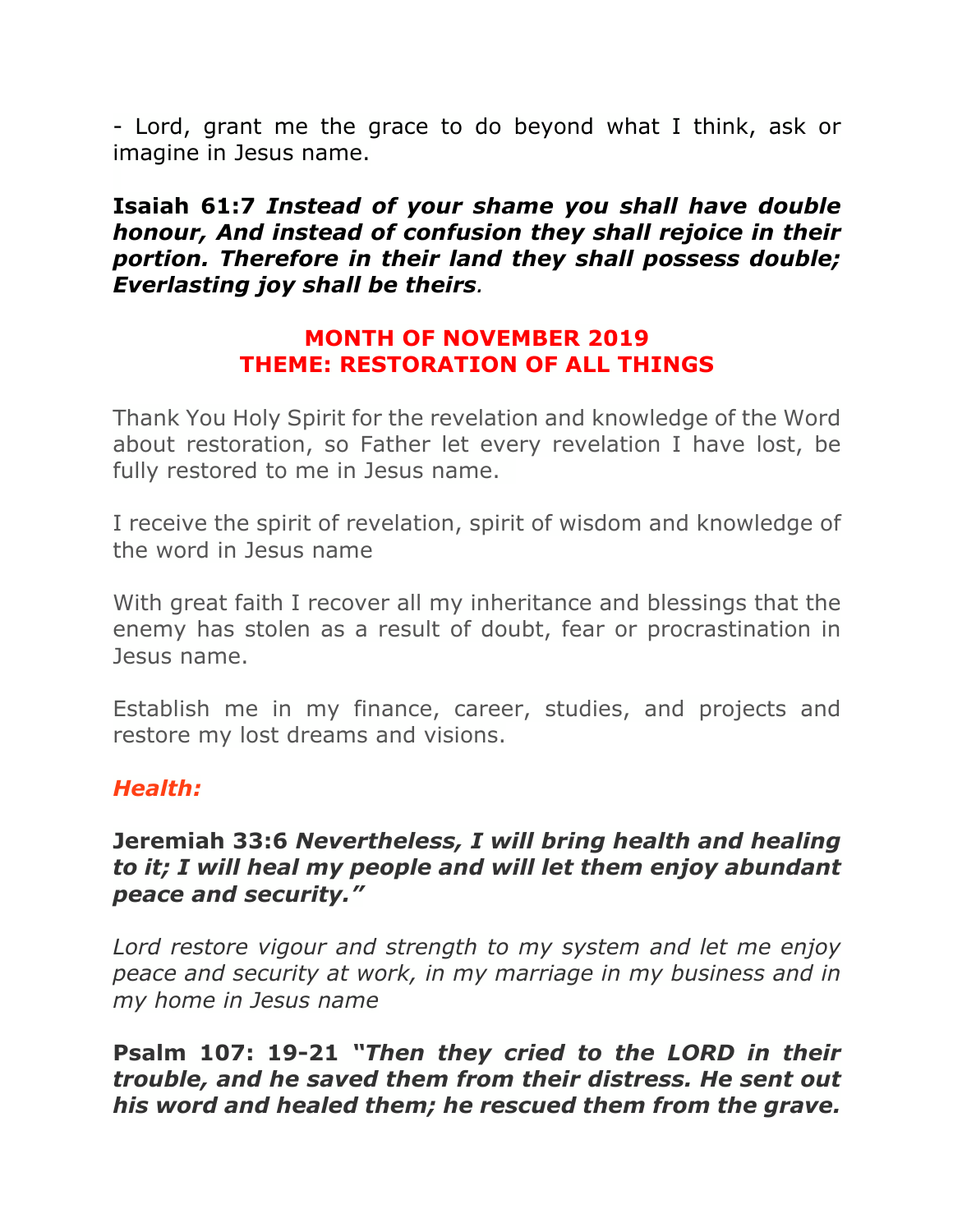- Lord, grant me the grace to do beyond what I think, ask or imagine in Jesus name.

**Isaiah 61:7** ***Instead of your shame you shall have double honour, And instead of confusion they shall rejoice in their portion. Therefore in their land they shall possess double; Everlasting joy shall be theirs.***

## MONTH OF NOVEMBER 2019
## THEME: RESTORATION OF ALL THINGS

Thank You Holy Spirit for the revelation and knowledge of the Word about restoration, so Father let every revelation I have lost, be fully restored to me in Jesus name.

I receive the spirit of revelation, spirit of wisdom and knowledge of the word in Jesus name

With great faith I recover all my inheritance and blessings that the enemy has stolen as a result of doubt, fear or procrastination in Jesus name.

Establish me in my finance, career, studies, and projects and restore my lost dreams and visions.

***Health:***

**Jeremiah 33:6** ***Nevertheless, I will bring health and healing to it; I will heal my people and will let them enjoy abundant peace and security."***

*Lord restore vigour and strength to my system and let me enjoy peace and security at work, in my marriage in my business and in my home in Jesus name*

**Psalm 107: 19-21** ***"Then they cried to the LORD in their trouble, and he saved them from their distress. He sent out his word and healed them; he rescued them from the grave.***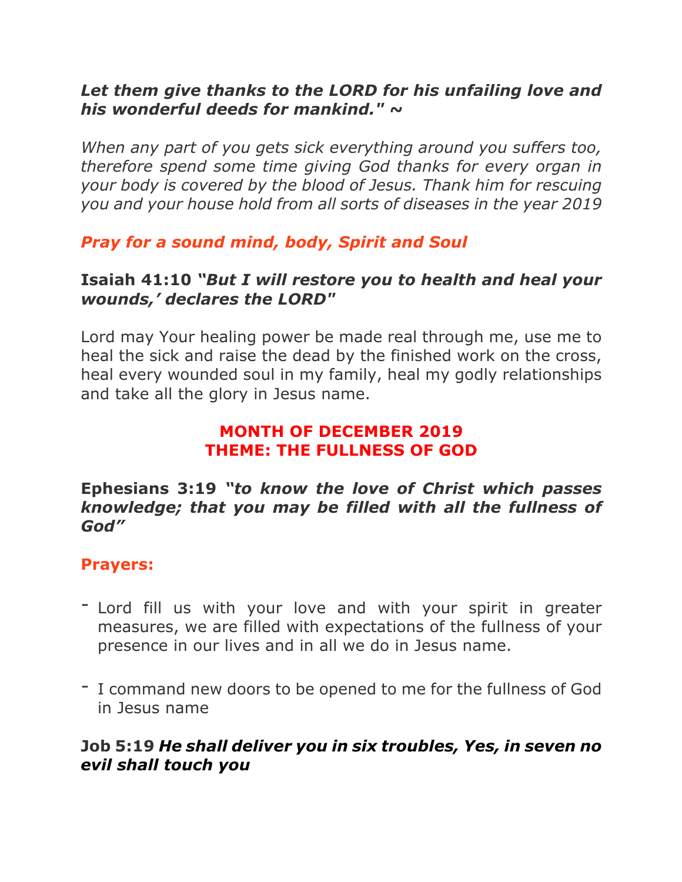***Let them give thanks to the LORD for his unfailing love and his wonderful deeds for mankind." ~***

*When any part of you gets sick everything around you suffers too, therefore spend some time giving God thanks for every organ in your body is covered by the blood of Jesus. Thank him for rescuing you and your house hold from all sorts of diseases in the year 2019*

***Pray for a sound mind, body, Spirit and Soul***

**Isaiah 41:10** ***"But I will restore you to health and heal your wounds,' declares the LORD"***

Lord may Your healing power be made real through me, use me to heal the sick and raise the dead by the finished work on the cross, heal every wounded soul in my family, heal my godly relationships and take all the glory in Jesus name.

## MONTH OF DECEMBER 2019
## THEME: THE FULLNESS OF GOD

**Ephesians 3:19** ***"to know the love of Christ which passes knowledge; that you may be filled with all the fullness of God"***

### Prayers:

- Lord fill us with your love and with your spirit in greater measures, we are filled with expectations of the fullness of your presence in our lives and in all we do in Jesus name.

- I command new doors to be opened to me for the fullness of God in Jesus name

**Job 5:19** ***He shall deliver you in six troubles, Yes, in seven no evil shall touch you***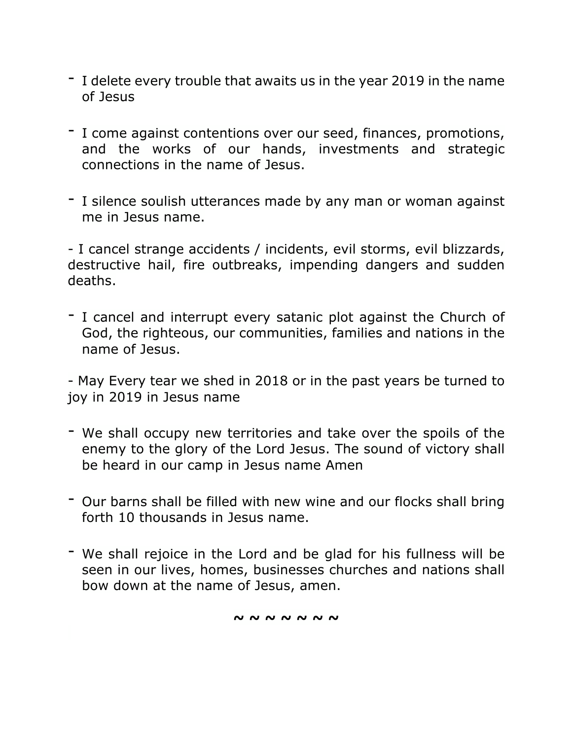- I delete every trouble that awaits us in the year 2019 in the name of Jesus

- I come against contentions over our seed, finances, promotions, and the works of our hands, investments and strategic connections in the name of Jesus.

- I silence soulish utterances made by any man or woman against me in Jesus name.

- I cancel strange accidents / incidents, evil storms, evil blizzards, destructive hail, fire outbreaks, impending dangers and sudden deaths.

- I cancel and interrupt every satanic plot against the Church of God, the righteous, our communities, families and nations in the name of Jesus.

- May Every tear we shed in 2018 or in the past years be turned to joy in 2019 in Jesus name

- We shall occupy new territories and take over the spoils of the enemy to the glory of the Lord Jesus. The sound of victory shall be heard in our camp in Jesus name Amen

- Our barns shall be filled with new wine and our flocks shall bring forth 10 thousands in Jesus name.

- We shall rejoice in the Lord and be glad for his fullness will be seen in our lives, homes, businesses churches and nations shall bow down at the name of Jesus, amen.

**~ ~ ~ ~ ~ ~ ~ ~**